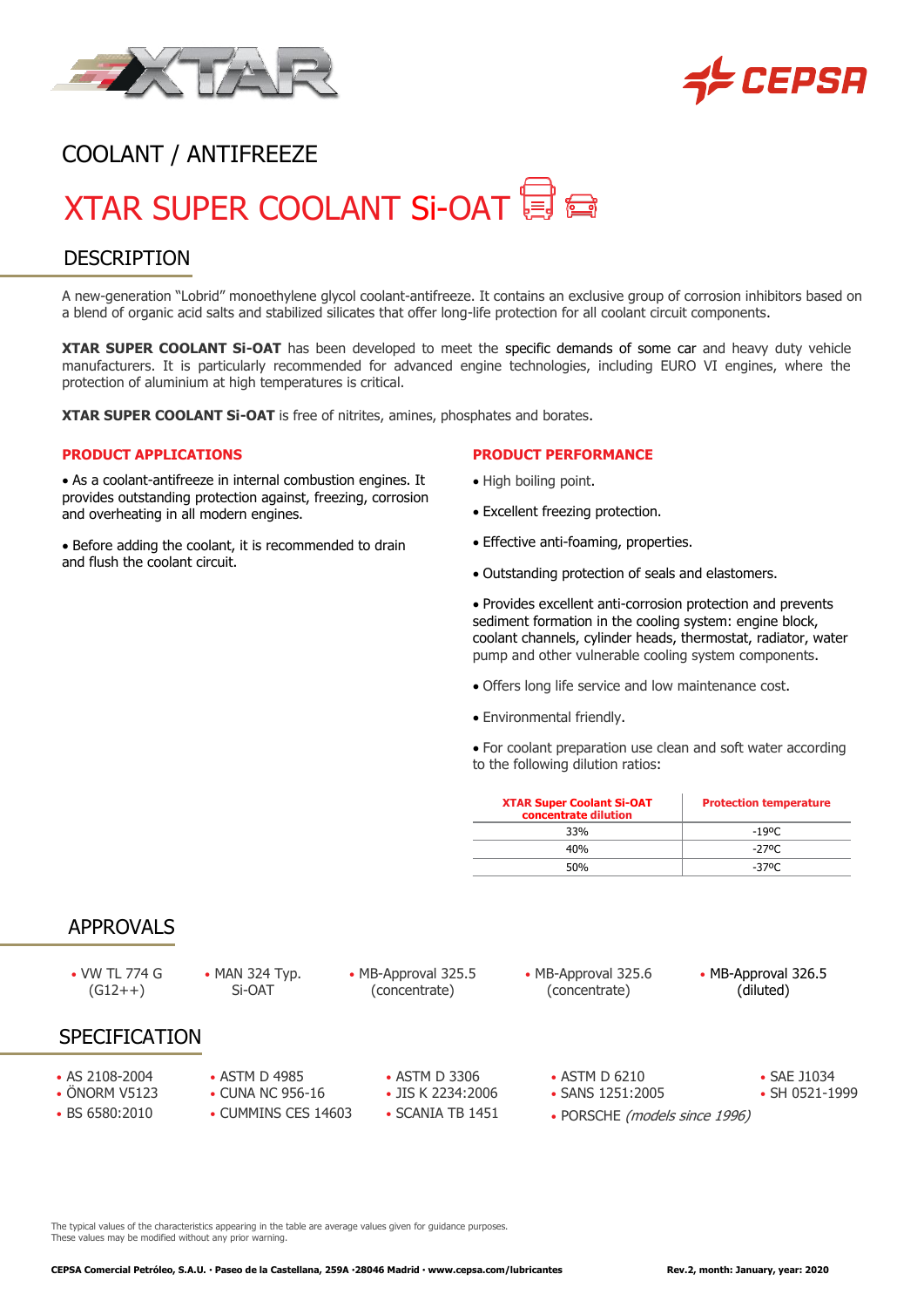COOLANT / ANTIFREEZE

# XTAR SUPER COOLANT Si-OAT

## DESCRIPTION

A new-generation "Lobrid" monoethylene glycol coolant-antifreeze. It contains an exclusive group of corrosion inhibitors based on a blend of organic acid salts and stabilized silicates that offer long-life protection for all coolant circuit components.

**XTAR SUPER COOLANT Si-OAT** has been developed to meet the specific demands of some car and heavy duty vehicle manufacturers. It is particularly recommended for advanced engine technologies, including EURO VI engines, where the protection of aluminium at high temperatures is critical.

**XTAR SUPER COOLANT Si-OAT** is free of nitrites, amines, phosphates and borates.

### PRODUCT APPLICATIONS

- As a coolant-antifreeze in internal combustion engines. It provides outstanding protection against, freezing, corrosion and overheating in all modern engines.
- Before adding the coolant, it is recommended to drain and flush the coolant circuit.

### PRODUCT PERFORMANCE

- High boiling point.
- Excellent freezing protection.
- Effective anti-foaming, properties.
- Outstanding protection of seals and elastomers.
- Provides excellent anti-corrosion protection and prevents sediment formation in the cooling system: engine block, coolant channels, cylinder heads, thermostat, radiator, water pump and other vulnerable cooling system components.
- Offers long life service and low maintenance cost.
- Environmental friendly.
- For coolant preparation use clean and soft water according to the following dilution ratios:

| XTAR Super Coolant Si-OAT concentrate dilution | Protection temperature |
|---|---|
| 33% | -19ºC |
| 40% | -27ºC |
| 50% | -37ºC |

## APPROVALS

- VW TL 774 G (G12++)
- MAN 324 Typ. Si-OAT
- MB-Approval 325.5 (concentrate)
- MB-Approval 325.6 (concentrate)
- MB-Approval 326.5 (diluted)

## SPECIFICATION

- AS 2108-2004
- ÖNORM V5123
- BS 6580:2010
- ASTM D 4985
- CUNA NC 956-16
- CUMMINS CES 14603
- ASTM D 3306
- JIS K 2234:2006
- SCANIA TB 1451
- ASTM D 6210
- SANS 1251:2005
- PORSCHE *(models since 1996)*
- SAE J1034
- SH 0521-1999

The typical values of the characteristics appearing in the table are average values given for guidance purposes.
These values may be modified without any prior warning.

**CEPSA Comercial Petróleo, S.A.U. · Paseo de la Castellana, 259A ·28046 Madrid · www.cepsa.com/lubricantes** **Rev.2, month: January, year: 2020**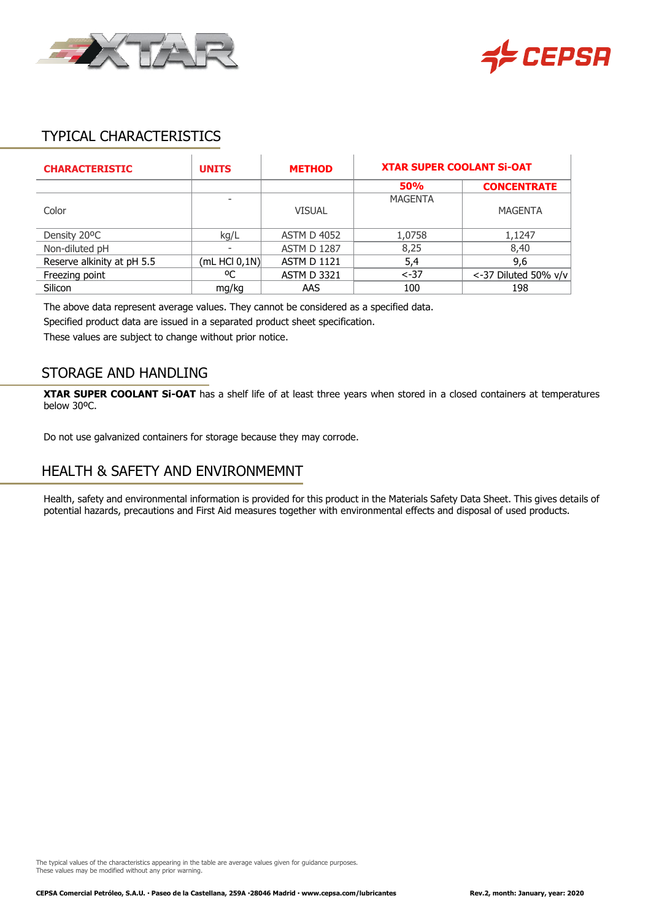## TYPICAL CHARACTERISTICS

| CHARACTERISTIC | UNITS | METHOD | XTAR SUPER COOLANT Si-OAT | |
|---|---|---|---|---|
| | | | 50% | CONCENTRATE |
| Color | - | VISUAL | MAGENTA | MAGENTA |
| Density 20ºC | kg/L | ASTM D 4052 | 1,0758 | 1,1247 |
| Non-diluted pH | - | ASTM D 1287 | 8,25 | 8,40 |
| Reserve alkinity at pH 5.5 | (mL HCl 0,1N) | ASTM D 1121 | 5,4 | 9,6 |
| Freezing point | ºC | ASTM D 3321 | <-37 | <-37 Diluted 50% v/v |
| Silicon | mg/kg | AAS | 100 | 198 |

The above data represent average values. They cannot be considered as a specified data.

Specified product data are issued in a separated product sheet specification.

These values are subject to change without prior notice.

## STORAGE AND HANDLING

**XTAR SUPER COOLANT Si-OAT** has a shelf life of at least three years when stored in a closed containers at temperatures below 30ºC.

Do not use galvanized containers for storage because they may corrode.

## HEALTH & SAFETY AND ENVIRONMEMNT

Health, safety and environmental information is provided for this product in the Materials Safety Data Sheet. This gives details of potential hazards, precautions and First Aid measures together with environmental effects and disposal of used products.

The typical values of the characteristics appearing in the table are average values given for guidance purposes.
These values may be modified without any prior warning.

**CEPSA Comercial Petróleo, S.A.U. · Paseo de la Castellana, 259A ·28046 Madrid · www.cepsa.com/lubricantes** **Rev.2, month: January, year: 2020**